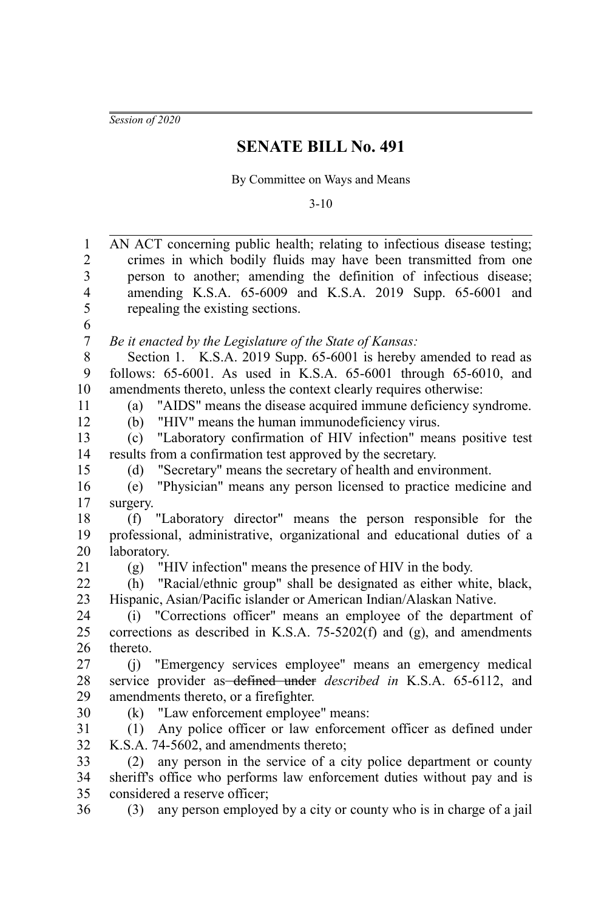*Session of 2020*

# SENATE BILL No. 491

By Committee on Ways and Means

3-10

AN ACT concerning public health; relating to infectious disease testing; crimes in which bodily fluids may have been transmitted from one person to another; amending the definition of infectious disease; amending K.S.A. 65-6009 and K.S.A. 2019 Supp. 65-6001 and repealing the existing sections.

*Be it enacted by the Legislature of the State of Kansas:*

Section 1. K.S.A. 2019 Supp. 65-6001 is hereby amended to read as follows: 65-6001. As used in K.S.A. 65-6001 through 65-6010, and amendments thereto, unless the context clearly requires otherwise:

(a) "AIDS" means the disease acquired immune deficiency syndrome.

(b) "HIV" means the human immunodeficiency virus.

(c) "Laboratory confirmation of HIV infection" means positive test results from a confirmation test approved by the secretary.

(d) "Secretary" means the secretary of health and environment.

(e) "Physician" means any person licensed to practice medicine and surgery.

(f) "Laboratory director" means the person responsible for the professional, administrative, organizational and educational duties of a laboratory.

(g) "HIV infection" means the presence of HIV in the body.

(h) "Racial/ethnic group" shall be designated as either white, black, Hispanic, Asian/Pacific islander or American Indian/Alaskan Native.

(i) "Corrections officer" means an employee of the department of corrections as described in K.S.A. 75-5202(f) and (g), and amendments thereto.

(j) "Emergency services employee" means an emergency medical service provider as ~~defined under~~ *described in* K.S.A. 65-6112, and amendments thereto, or a firefighter.

(k) "Law enforcement employee" means:

(1) Any police officer or law enforcement officer as defined under K.S.A. 74-5602, and amendments thereto;

(2) any person in the service of a city police department or county sheriff's office who performs law enforcement duties without pay and is considered a reserve officer;

(3) any person employed by a city or county who is in charge of a jail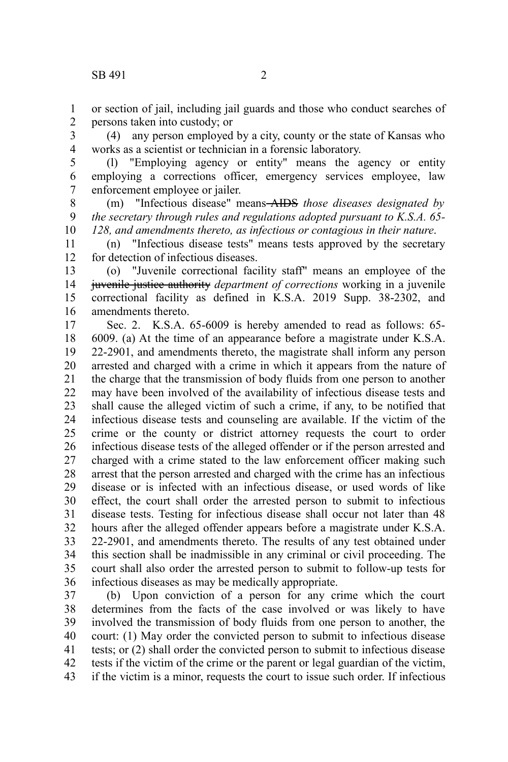or section of jail, including jail guards and those who conduct searches of persons taken into custody; or

(4) any person employed by a city, county or the state of Kansas who works as a scientist or technician in a forensic laboratory.

(l) "Employing agency or entity" means the agency or entity employing a corrections officer, emergency services employee, law enforcement employee or jailer.

(m) "Infectious disease" means ~~AIDS~~ *those diseases designated by the secretary through rules and regulations adopted pursuant to K.S.A. 65-128, and amendments thereto, as infectious or contagious in their nature*.

(n) "Infectious disease tests" means tests approved by the secretary for detection of infectious diseases.

(o) "Juvenile correctional facility staff" means an employee of the ~~juvenile justice authority~~ *department of corrections* working in a juvenile correctional facility as defined in K.S.A. 2019 Supp. 38-2302, and amendments thereto.

Sec. 2. K.S.A. 65-6009 is hereby amended to read as follows: 65-6009. (a) At the time of an appearance before a magistrate under K.S.A. 22-2901, and amendments thereto, the magistrate shall inform any person arrested and charged with a crime in which it appears from the nature of the charge that the transmission of body fluids from one person to another may have been involved of the availability of infectious disease tests and shall cause the alleged victim of such a crime, if any, to be notified that infectious disease tests and counseling are available. If the victim of the crime or the county or district attorney requests the court to order infectious disease tests of the alleged offender or if the person arrested and charged with a crime stated to the law enforcement officer making such arrest that the person arrested and charged with the crime has an infectious disease or is infected with an infectious disease, or used words of like effect, the court shall order the arrested person to submit to infectious disease tests. Testing for infectious disease shall occur not later than 48 hours after the alleged offender appears before a magistrate under K.S.A. 22-2901, and amendments thereto. The results of any test obtained under this section shall be inadmissible in any criminal or civil proceeding. The court shall also order the arrested person to submit to follow-up tests for infectious diseases as may be medically appropriate.

(b) Upon conviction of a person for any crime which the court determines from the facts of the case involved or was likely to have involved the transmission of body fluids from one person to another, the court: (1) May order the convicted person to submit to infectious disease tests; or (2) shall order the convicted person to submit to infectious disease tests if the victim of the crime or the parent or legal guardian of the victim, if the victim is a minor, requests the court to issue such order. If infectious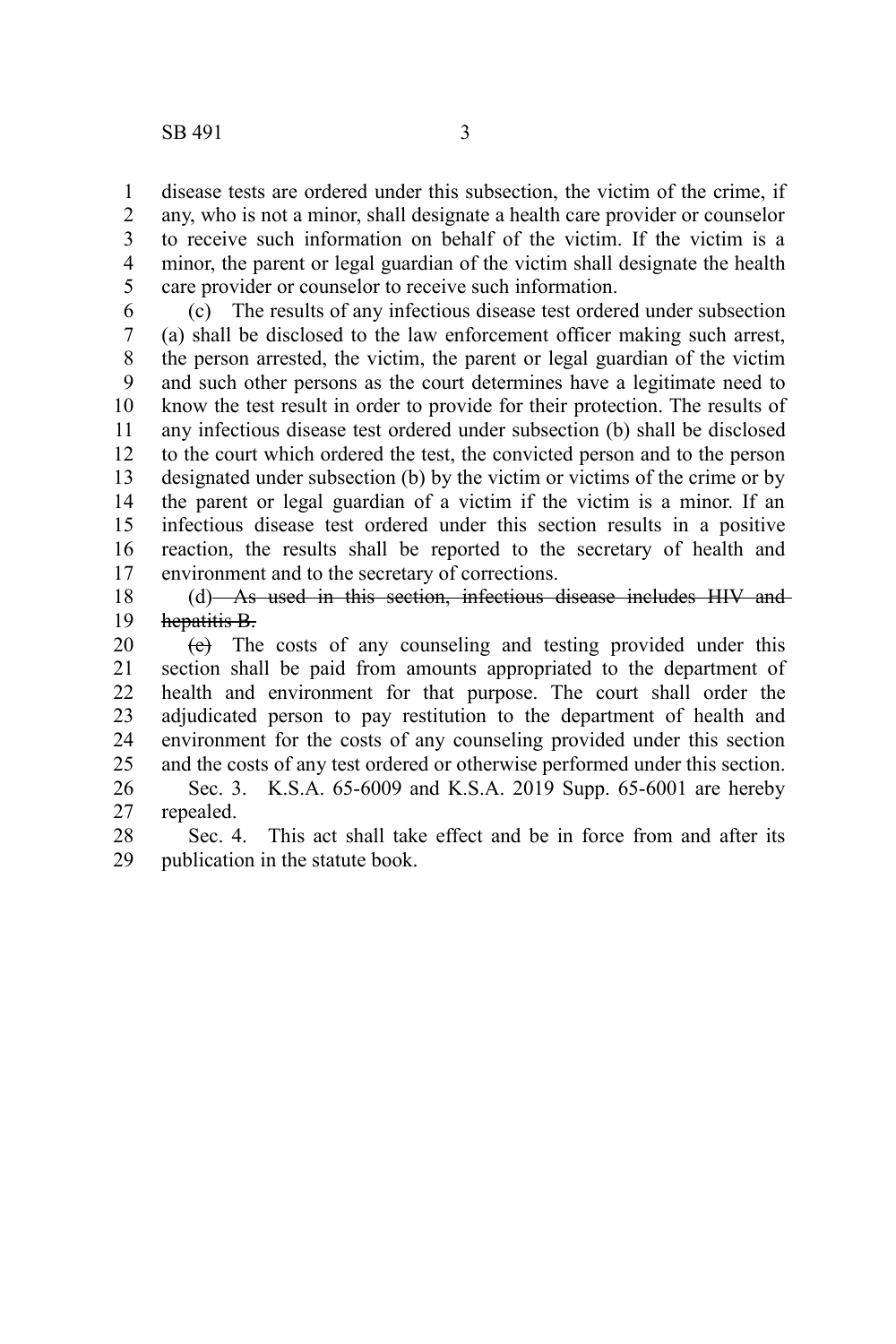disease tests are ordered under this subsection, the victim of the crime, if any, who is not a minor, shall designate a health care provider or counselor to receive such information on behalf of the victim. If the victim is a minor, the parent or legal guardian of the victim shall designate the health care provider or counselor to receive such information.

(c) The results of any infectious disease test ordered under subsection (a) shall be disclosed to the law enforcement officer making such arrest, the person arrested, the victim, the parent or legal guardian of the victim and such other persons as the court determines have a legitimate need to know the test result in order to provide for their protection. The results of any infectious disease test ordered under subsection (b) shall be disclosed to the court which ordered the test, the convicted person and to the person designated under subsection (b) by the victim or victims of the crime or by the parent or legal guardian of a victim if the victim is a minor. If an infectious disease test ordered under this section results in a positive reaction, the results shall be reported to the secretary of health and environment and to the secretary of corrections.

(d) ~~As used in this section, infectious disease includes HIV and hepatitis B.~~

~~(e)~~ The costs of any counseling and testing provided under this section shall be paid from amounts appropriated to the department of health and environment for that purpose. The court shall order the adjudicated person to pay restitution to the department of health and environment for the costs of any counseling provided under this section and the costs of any test ordered or otherwise performed under this section.

Sec. 3. K.S.A. 65-6009 and K.S.A. 2019 Supp. 65-6001 are hereby repealed.

Sec. 4. This act shall take effect and be in force from and after its publication in the statute book.